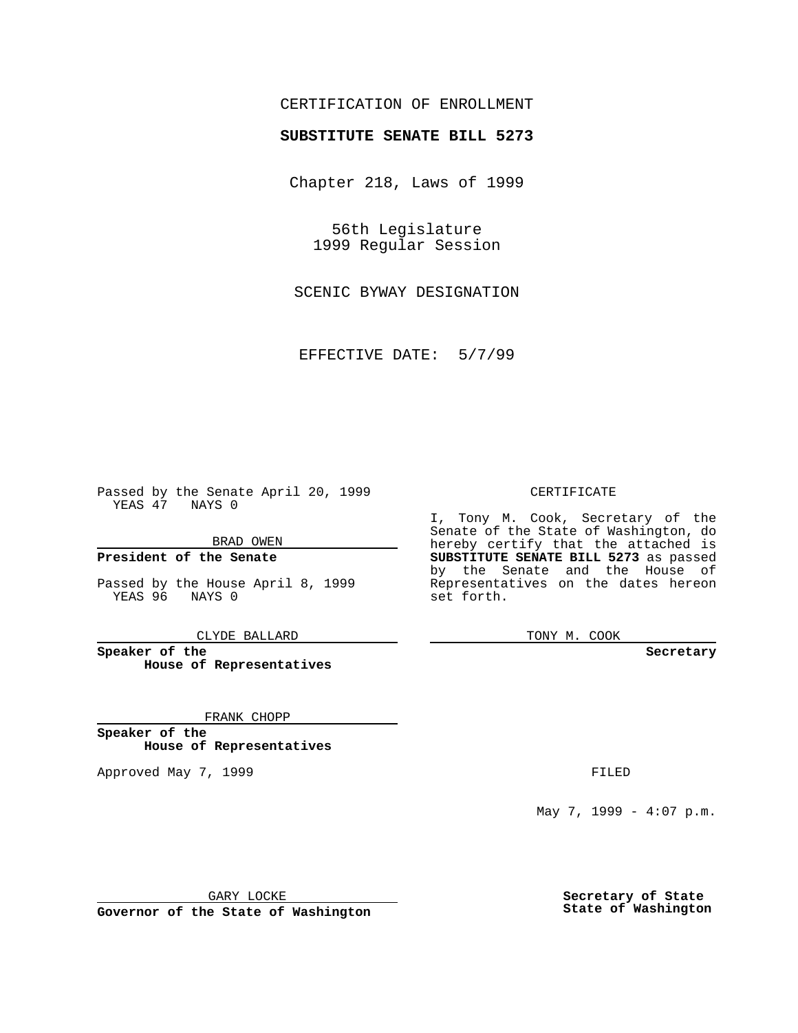CERTIFICATION OF ENROLLMENT

**SUBSTITUTE SENATE BILL 5273**

Chapter 218, Laws of 1999

56th Legislature
1999 Regular Session

SCENIC BYWAY DESIGNATION

EFFECTIVE DATE: 5/7/99

Passed by the Senate April 20, 1999
YEAS 47 NAYS 0

BRAD OWEN

**President of the Senate**

Passed by the House April 8, 1999
YEAS 96 NAYS 0

CLYDE BALLARD

**Speaker of the House of Representatives**

FRANK CHOPP

**Speaker of the House of Representatives**

Approved May 7, 1999

GARY LOCKE

**Governor of the State of Washington**

CERTIFICATE

I, Tony M. Cook, Secretary of the Senate of the State of Washington, do hereby certify that the attached is **SUBSTITUTE SENATE BILL 5273** as passed by the Senate and the House of Representatives on the dates hereon set forth.

TONY M. COOK

**Secretary**

FILED

May 7, 1999 - 4:07 p.m.

**Secretary of State**
**State of Washington**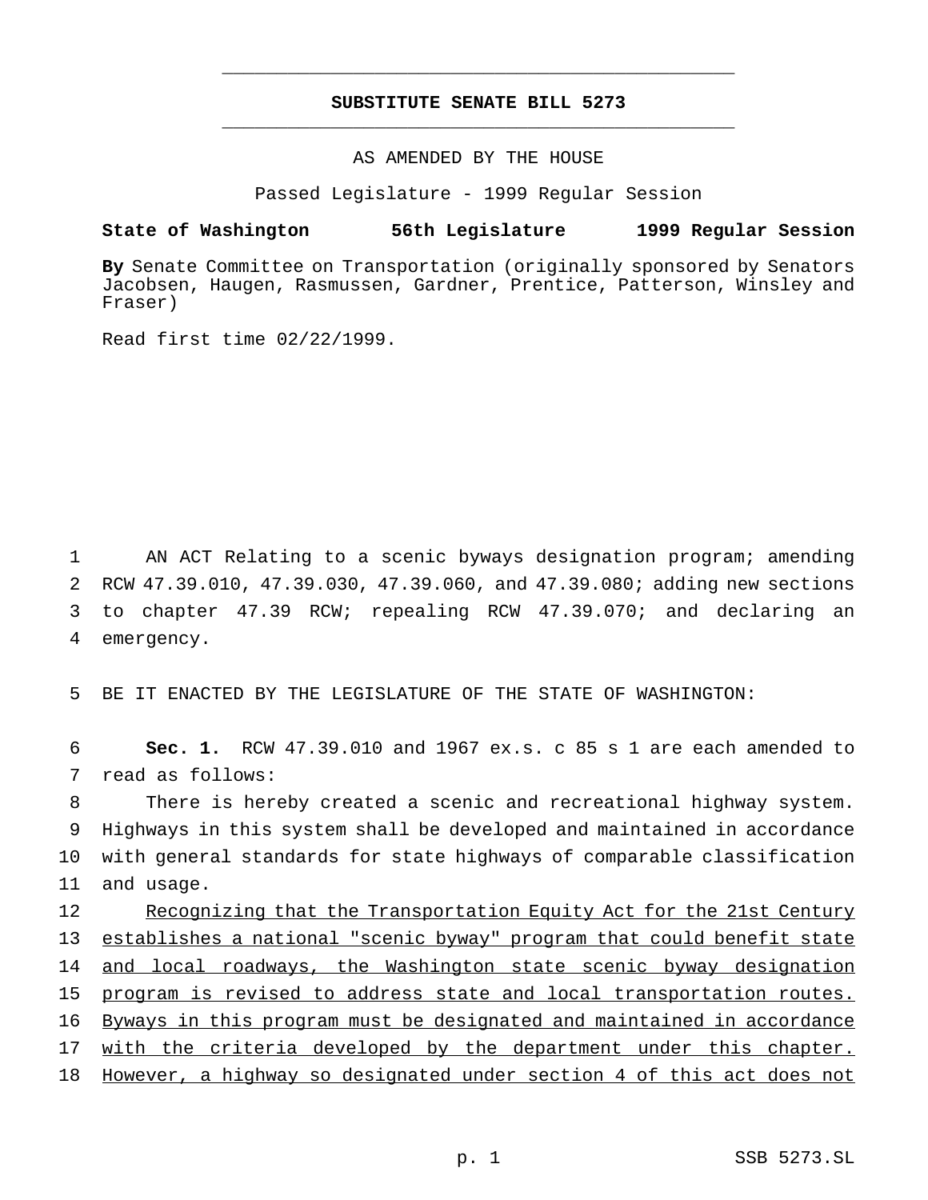# SUBSTITUTE SENATE BILL 5273

AS AMENDED BY THE HOUSE

Passed Legislature - 1999 Regular Session

**State of Washington 56th Legislature 1999 Regular Session**

**By** Senate Committee on Transportation (originally sponsored by Senators Jacobsen, Haugen, Rasmussen, Gardner, Prentice, Patterson, Winsley and Fraser)

Read first time 02/22/1999.

AN ACT Relating to a scenic byways designation program; amending RCW 47.39.010, 47.39.030, 47.39.060, and 47.39.080; adding new sections to chapter 47.39 RCW; repealing RCW 47.39.070; and declaring an emergency.

BE IT ENACTED BY THE LEGISLATURE OF THE STATE OF WASHINGTON:

**Sec. 1.** RCW 47.39.010 and 1967 ex.s. c 85 s 1 are each amended to read as follows:

There is hereby created a scenic and recreational highway system. Highways in this system shall be developed and maintained in accordance with general standards for state highways of comparable classification and usage.

Recognizing that the Transportation Equity Act for the 21st Century establishes a national "scenic byway" program that could benefit state and local roadways, the Washington state scenic byway designation program is revised to address state and local transportation routes. Byways in this program must be designated and maintained in accordance with the criteria developed by the department under this chapter. However, a highway so designated under section 4 of this act does not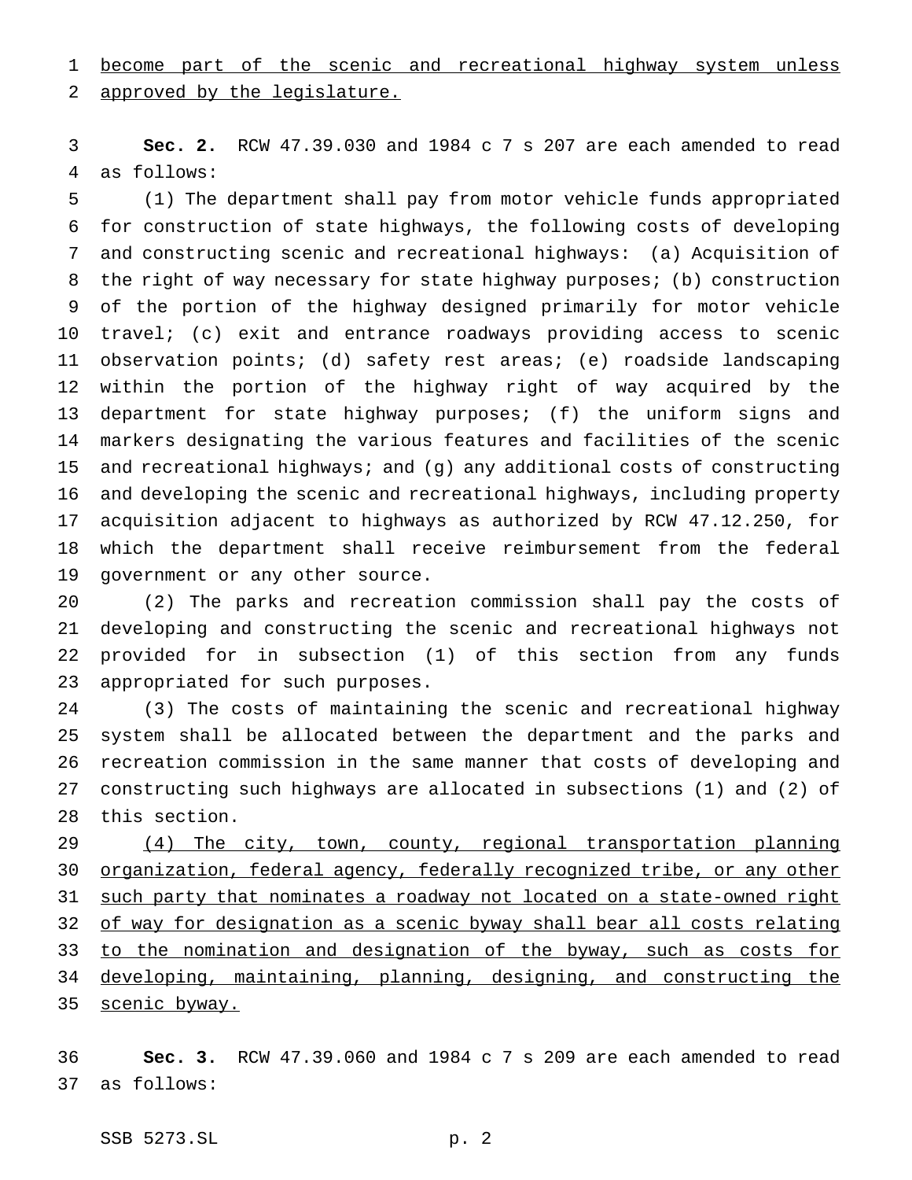become part of the scenic and recreational highway system unless approved by the legislature.

**Sec. 2.** RCW 47.39.030 and 1984 c 7 s 207 are each amended to read as follows:

(1) The department shall pay from motor vehicle funds appropriated for construction of state highways, the following costs of developing and constructing scenic and recreational highways: (a) Acquisition of the right of way necessary for state highway purposes; (b) construction of the portion of the highway designed primarily for motor vehicle travel; (c) exit and entrance roadways providing access to scenic observation points; (d) safety rest areas; (e) roadside landscaping within the portion of the highway right of way acquired by the department for state highway purposes; (f) the uniform signs and markers designating the various features and facilities of the scenic and recreational highways; and (g) any additional costs of constructing and developing the scenic and recreational highways, including property acquisition adjacent to highways as authorized by RCW 47.12.250, for which the department shall receive reimbursement from the federal government or any other source.

(2) The parks and recreation commission shall pay the costs of developing and constructing the scenic and recreational highways not provided for in subsection (1) of this section from any funds appropriated for such purposes.

(3) The costs of maintaining the scenic and recreational highway system shall be allocated between the department and the parks and recreation commission in the same manner that costs of developing and constructing such highways are allocated in subsections (1) and (2) of this section.

(4) The city, town, county, regional transportation planning organization, federal agency, federally recognized tribe, or any other such party that nominates a roadway not located on a state-owned right of way for designation as a scenic byway shall bear all costs relating to the nomination and designation of the byway, such as costs for developing, maintaining, planning, designing, and constructing the scenic byway.

**Sec. 3.** RCW 47.39.060 and 1984 c 7 s 209 are each amended to read as follows: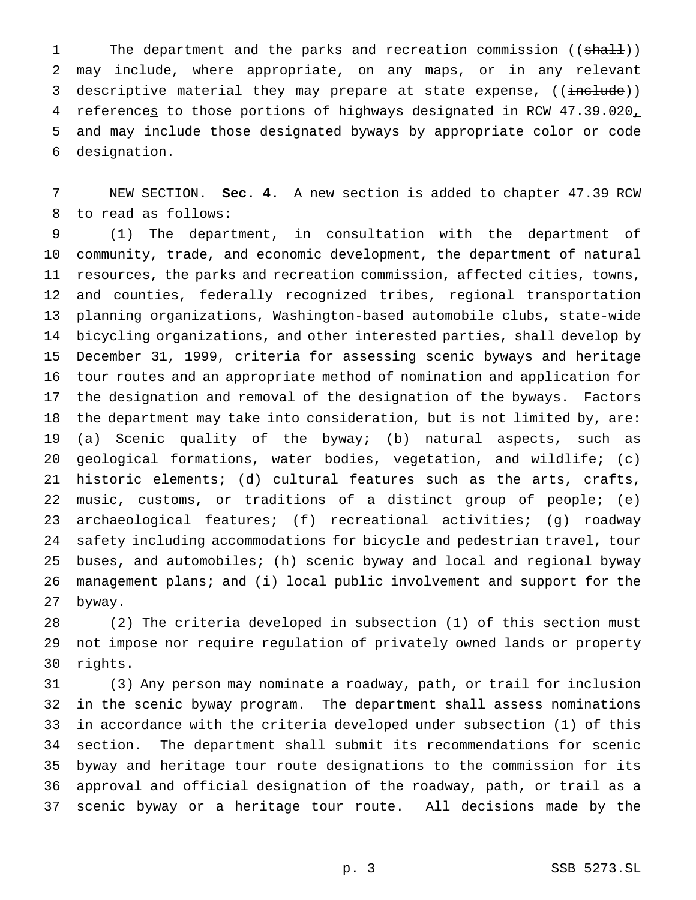The department and the parks and recreation commission ((~~shall~~)) <u>may include, where appropriate,</u> on any maps, or in any relevant descriptive material they may prepare at state expense, ((~~include~~)) reference<u>s</u> to those portions of highways designated in RCW 47.39.020<u>, and may include those designated byways</u> by appropriate color or code designation.

<u>NEW SECTION.</u> **Sec. 4.** A new section is added to chapter 47.39 RCW to read as follows:

(1) The department, in consultation with the department of community, trade, and economic development, the department of natural resources, the parks and recreation commission, affected cities, towns, and counties, federally recognized tribes, regional transportation planning organizations, Washington-based automobile clubs, state-wide bicycling organizations, and other interested parties, shall develop by December 31, 1999, criteria for assessing scenic byways and heritage tour routes and an appropriate method of nomination and application for the designation and removal of the designation of the byways. Factors the department may take into consideration, but is not limited by, are: (a) Scenic quality of the byway; (b) natural aspects, such as geological formations, water bodies, vegetation, and wildlife; (c) historic elements; (d) cultural features such as the arts, crafts, music, customs, or traditions of a distinct group of people; (e) archaeological features; (f) recreational activities; (g) roadway safety including accommodations for bicycle and pedestrian travel, tour buses, and automobiles; (h) scenic byway and local and regional byway management plans; and (i) local public involvement and support for the byway.

(2) The criteria developed in subsection (1) of this section must not impose nor require regulation of privately owned lands or property rights.

(3) Any person may nominate a roadway, path, or trail for inclusion in the scenic byway program. The department shall assess nominations in accordance with the criteria developed under subsection (1) of this section. The department shall submit its recommendations for scenic byway and heritage tour route designations to the commission for its approval and official designation of the roadway, path, or trail as a scenic byway or a heritage tour route. All decisions made by the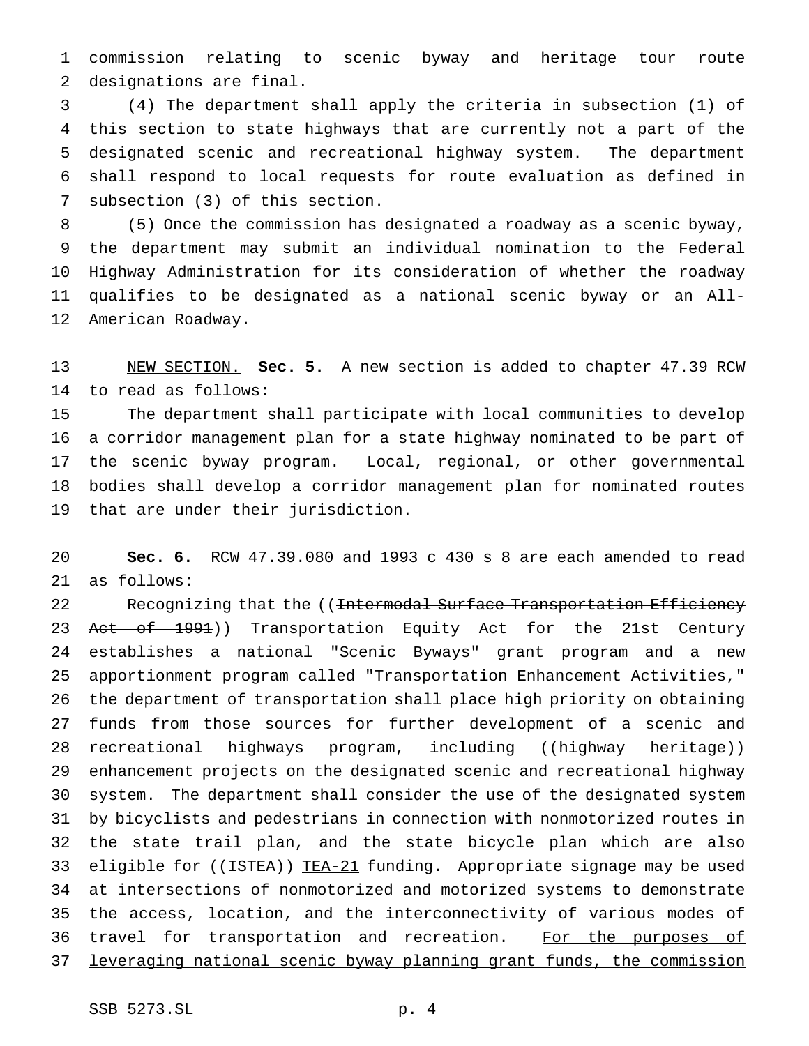commission relating to scenic byway and heritage tour route designations are final.

(4) The department shall apply the criteria in subsection (1) of this section to state highways that are currently not a part of the designated scenic and recreational highway system. The department shall respond to local requests for route evaluation as defined in subsection (3) of this section.

(5) Once the commission has designated a roadway as a scenic byway, the department may submit an individual nomination to the Federal Highway Administration for its consideration of whether the roadway qualifies to be designated as a national scenic byway or an All-American Roadway.

NEW SECTION. **Sec. 5.** A new section is added to chapter 47.39 RCW to read as follows:

The department shall participate with local communities to develop a corridor management plan for a state highway nominated to be part of the scenic byway program. Local, regional, or other governmental bodies shall develop a corridor management plan for nominated routes that are under their jurisdiction.

**Sec. 6.** RCW 47.39.080 and 1993 c 430 s 8 are each amended to read as follows:

Recognizing that the ((~~Intermodal Surface Transportation Efficiency Act of 1991~~)) Transportation Equity Act for the 21st Century establishes a national "Scenic Byways" grant program and a new apportionment program called "Transportation Enhancement Activities," the department of transportation shall place high priority on obtaining funds from those sources for further development of a scenic and recreational highways program, including ((~~highway heritage~~)) enhancement projects on the designated scenic and recreational highway system. The department shall consider the use of the designated system by bicyclists and pedestrians in connection with nonmotorized routes in the state trail plan, and the state bicycle plan which are also eligible for ((~~ISTEA~~)) TEA-21 funding. Appropriate signage may be used at intersections of nonmotorized and motorized systems to demonstrate the access, location, and the interconnectivity of various modes of travel for transportation and recreation. For the purposes of leveraging national scenic byway planning grant funds, the commission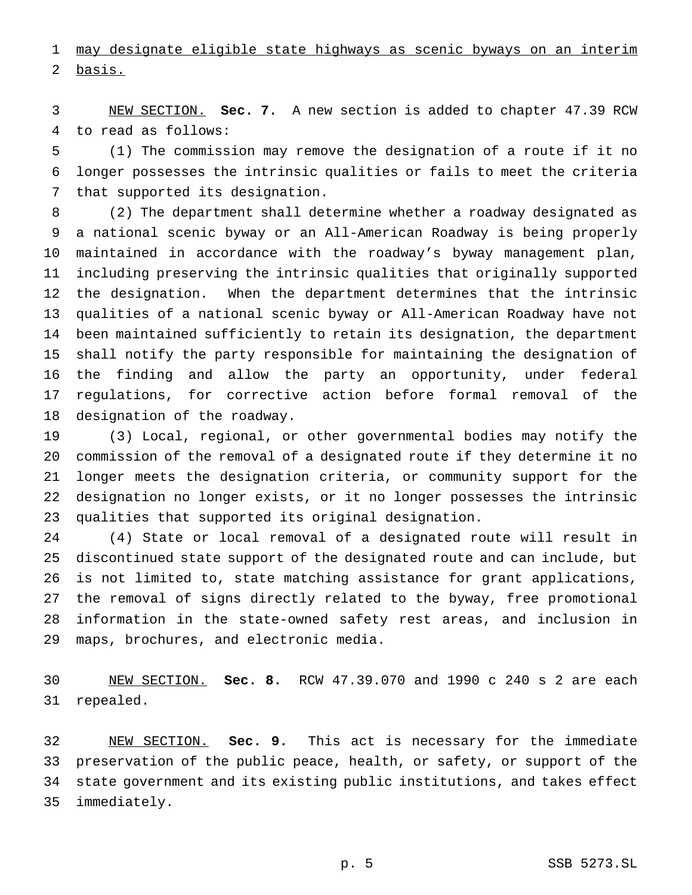may designate eligible state highways as scenic byways on an interim basis.

NEW SECTION. **Sec. 7.** A new section is added to chapter 47.39 RCW to read as follows:

(1) The commission may remove the designation of a route if it no longer possesses the intrinsic qualities or fails to meet the criteria that supported its designation.

(2) The department shall determine whether a roadway designated as a national scenic byway or an All-American Roadway is being properly maintained in accordance with the roadway's byway management plan, including preserving the intrinsic qualities that originally supported the designation. When the department determines that the intrinsic qualities of a national scenic byway or All-American Roadway have not been maintained sufficiently to retain its designation, the department shall notify the party responsible for maintaining the designation of the finding and allow the party an opportunity, under federal regulations, for corrective action before formal removal of the designation of the roadway.

(3) Local, regional, or other governmental bodies may notify the commission of the removal of a designated route if they determine it no longer meets the designation criteria, or community support for the designation no longer exists, or it no longer possesses the intrinsic qualities that supported its original designation.

(4) State or local removal of a designated route will result in discontinued state support of the designated route and can include, but is not limited to, state matching assistance for grant applications, the removal of signs directly related to the byway, free promotional information in the state-owned safety rest areas, and inclusion in maps, brochures, and electronic media.

NEW SECTION. **Sec. 8.** RCW 47.39.070 and 1990 c 240 s 2 are each repealed.

NEW SECTION. **Sec. 9.** This act is necessary for the immediate preservation of the public peace, health, or safety, or support of the state government and its existing public institutions, and takes effect immediately.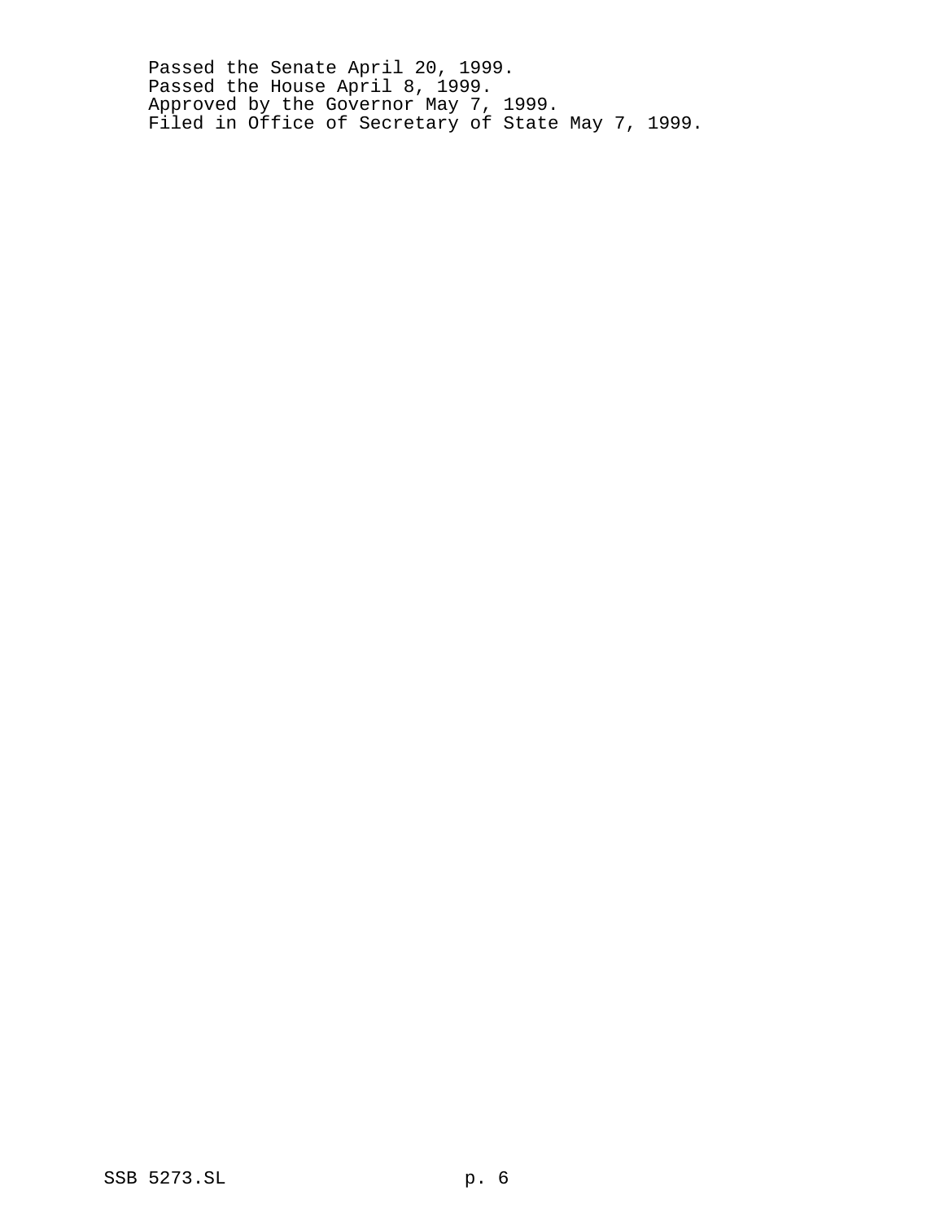Passed the Senate April 20, 1999.
Passed the House April 8, 1999.
Approved by the Governor May 7, 1999.
Filed in Office of Secretary of State May 7, 1999.